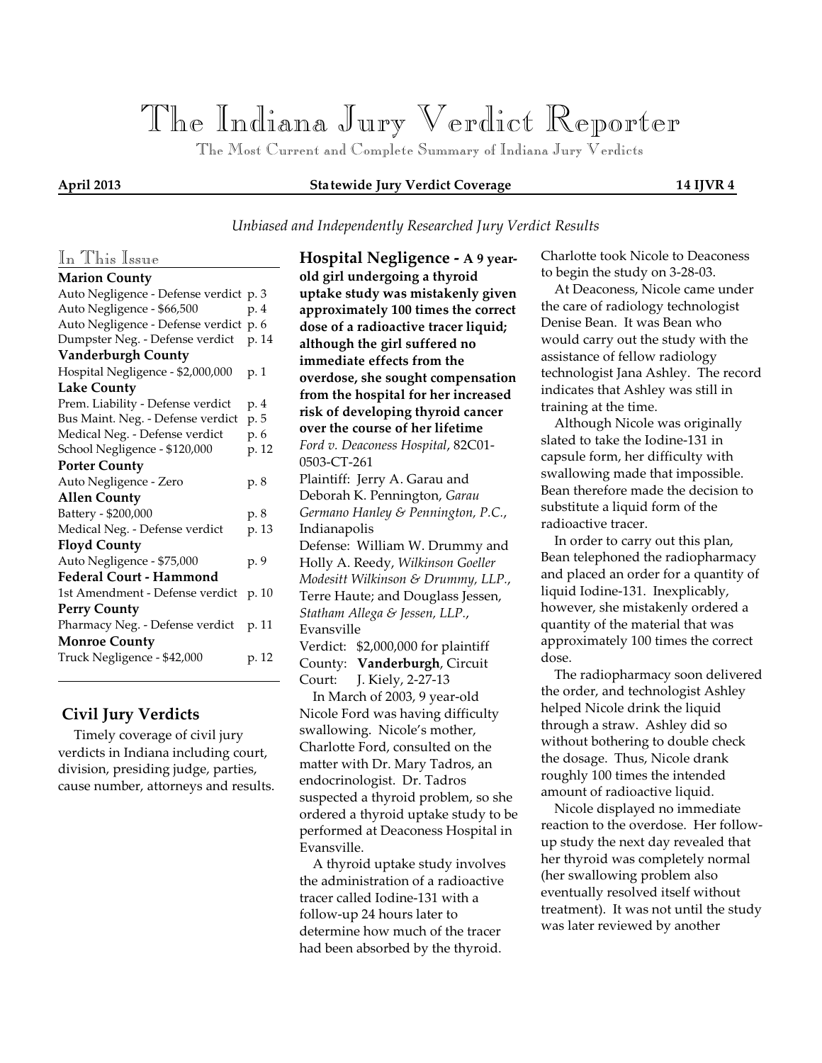# The Indiana Jury Verdict Reporter

The Most Current and Complete Summary of Indiana Jury Verdicts

**April 2013** **Statewide Jury Verdict Coverage** **14 IJVR 4**

*Unbiased and Independently Researched Jury Verdict Results*

## In This Issue

| | |
|---|---|
| **Marion County** | |
| Auto Negligence - Defense verdict | p. 3 |
| Auto Negligence - $66,500 | p. 4 |
| Auto Negligence - Defense verdict | p. 6 |
| Dumpster Neg. - Defense verdict | p. 14 |
| **Vanderburgh County** | |
| Hospital Negligence - $2,000,000 | p. 1 |
| **Lake County** | |
| Prem. Liability - Defense verdict | p. 4 |
| Bus Maint. Neg. - Defense verdict | p. 5 |
| Medical Neg. - Defense verdict | p. 6 |
| School Negligence - $120,000 | p. 12 |
| **Porter County** | |
| Auto Negligence - Zero | p. 8 |
| **Allen County** | |
| Battery - $200,000 | p. 8 |
| Medical Neg. - Defense verdict | p. 13 |
| **Floyd County** | |
| Auto Negligence - $75,000 | p. 9 |
| **Federal Court - Hammond** | |
| 1st Amendment - Defense verdict | p. 10 |
| **Perry County** | |
| Pharmacy Neg. - Defense verdict | p. 11 |
| **Monroe County** | |
| Truck Negligence - $42,000 | p. 12 |

## Civil Jury Verdicts

Timely coverage of civil jury verdicts in Indiana including court, division, presiding judge, parties, cause number, attorneys and results.

**Hospital Negligence - A 9 year-old girl undergoing a thyroid uptake study was mistakenly given approximately 100 times the correct dose of a radioactive tracer liquid; although the girl suffered no immediate effects from the overdose, she sought compensation from the hospital for her increased risk of developing thyroid cancer over the course of her lifetime**

*Ford v. Deaconess Hospital*, 82C01-0503-CT-261

Plaintiff: Jerry A. Garau and Deborah K. Pennington, *Garau Germano Hanley & Pennington, P.C.*, Indianapolis

Defense: William W. Drummy and Holly A. Reedy, *Wilkinson Goeller Modesitt Wilkinson & Drummy, LLP.*, Terre Haute; and Douglass Jessen, *Statham Allega & Jessen, LLP.*, Evansville

Verdict: $2,000,000 for plaintiff

County: **Vanderburgh**, Circuit

Court: J. Kiely, 2-27-13

In March of 2003, 9 year-old Nicole Ford was having difficulty swallowing. Nicole's mother, Charlotte Ford, consulted on the matter with Dr. Mary Tadros, an endocrinologist. Dr. Tadros suspected a thyroid problem, so she ordered a thyroid uptake study to be performed at Deaconess Hospital in Evansville.

A thyroid uptake study involves the administration of a radioactive tracer called Iodine-131 with a follow-up 24 hours later to determine how much of the tracer had been absorbed by the thyroid. Charlotte took Nicole to Deaconess to begin the study on 3-28-03.

At Deaconess, Nicole came under the care of radiology technologist Denise Bean. It was Bean who would carry out the study with the assistance of fellow radiology technologist Jana Ashley. The record indicates that Ashley was still in training at the time.

Although Nicole was originally slated to take the Iodine-131 in capsule form, her difficulty with swallowing made that impossible. Bean therefore made the decision to substitute a liquid form of the radioactive tracer.

In order to carry out this plan, Bean telephoned the radiopharmacy and placed an order for a quantity of liquid Iodine-131. Inexplicably, however, she mistakenly ordered a quantity of the material that was approximately 100 times the correct dose.

The radiopharmacy soon delivered the order, and technologist Ashley helped Nicole drink the liquid through a straw. Ashley did so without bothering to double check the dosage. Thus, Nicole drank roughly 100 times the intended amount of radioactive liquid.

Nicole displayed no immediate reaction to the overdose. Her follow-up study the next day revealed that her thyroid was completely normal (her swallowing problem also eventually resolved itself without treatment). It was not until the study was later reviewed by another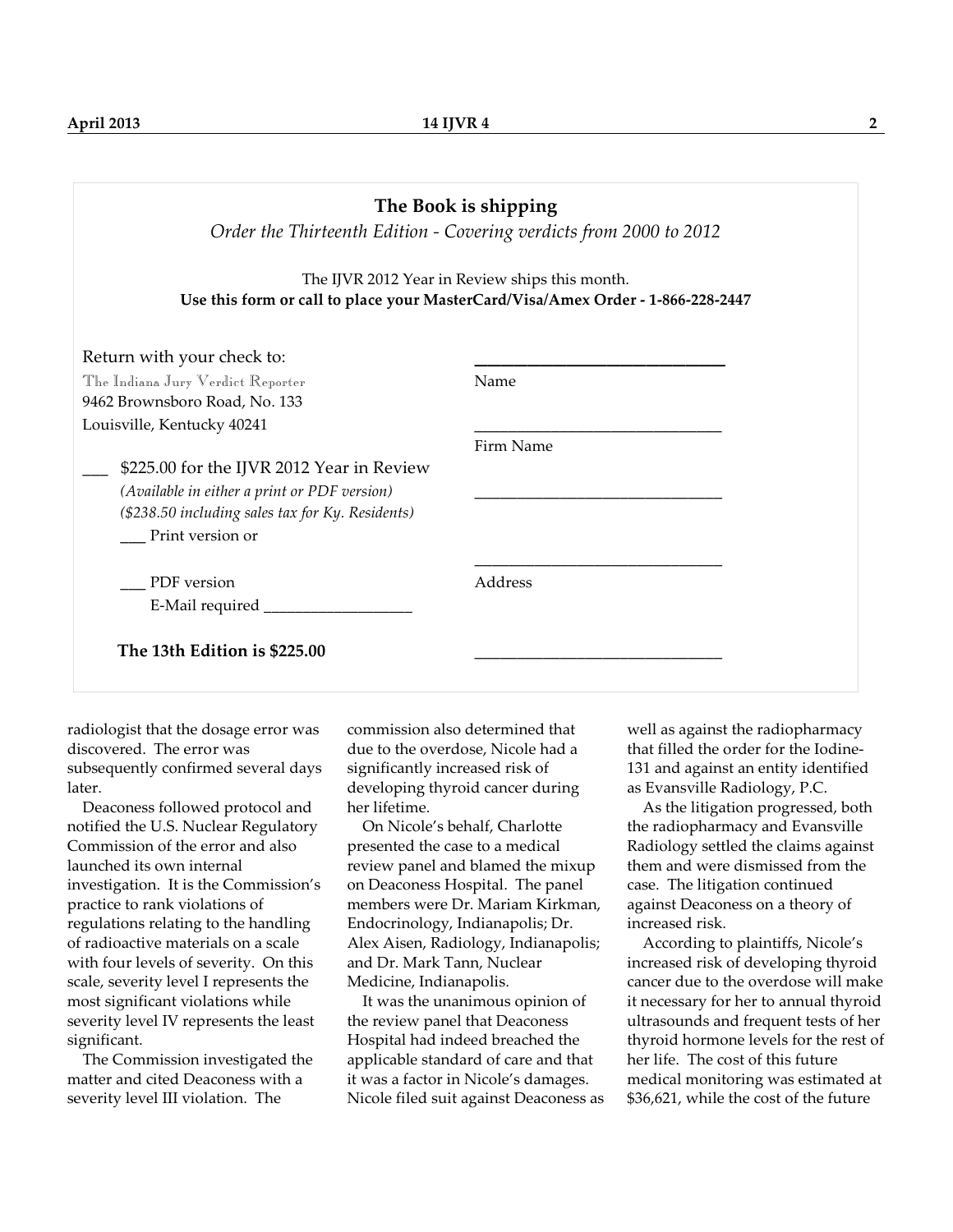## The Book is shipping

*Order the Thirteenth Edition - Covering verdicts from 2000 to 2012*

The IJVR 2012 Year in Review ships this month.

**Use this form or call to place your MasterCard/Visa/Amex Order - 1-866-228-2447**

Return with your check to:
The Indiana Jury Verdict Reporter
9462 Brownsboro Road, No. 133
Louisville, Kentucky 40241

___ $225.00 for the IJVR 2012 Year in Review
*(Available in either a print or PDF version)*
*($238.50 including sales tax for Ky. Residents)*
___ Print version or

___ PDF version
E-Mail required __________________

**The 13th Edition is $225.00**

______________________________
Name

______________________________
Firm Name

______________________________

______________________________
Address

______________________________

radiologist that the dosage error was discovered. The error was subsequently confirmed several days later.

Deaconess followed protocol and notified the U.S. Nuclear Regulatory Commission of the error and also launched its own internal investigation. It is the Commission's practice to rank violations of regulations relating to the handling of radioactive materials on a scale with four levels of severity. On this scale, severity level I represents the most significant violations while severity level IV represents the least significant.

The Commission investigated the matter and cited Deaconess with a severity level III violation. The commission also determined that due to the overdose, Nicole had a significantly increased risk of developing thyroid cancer during her lifetime.

On Nicole's behalf, Charlotte presented the case to a medical review panel and blamed the mixup on Deaconess Hospital. The panel members were Dr. Mariam Kirkman, Endocrinology, Indianapolis; Dr. Alex Aisen, Radiology, Indianapolis; and Dr. Mark Tann, Nuclear Medicine, Indianapolis.

It was the unanimous opinion of the review panel that Deaconess Hospital had indeed breached the applicable standard of care and that it was a factor in Nicole's damages. Nicole filed suit against Deaconess as well as against the radiopharmacy that filled the order for the Iodine-131 and against an entity identified as Evansville Radiology, P.C.

As the litigation progressed, both the radiopharmacy and Evansville Radiology settled the claims against them and were dismissed from the case. The litigation continued against Deaconess on a theory of increased risk.

According to plaintiffs, Nicole's increased risk of developing thyroid cancer due to the overdose will make it necessary for her to annual thyroid ultrasounds and frequent tests of her thyroid hormone levels for the rest of her life. The cost of this future medical monitoring was estimated at $36,621, while the cost of the future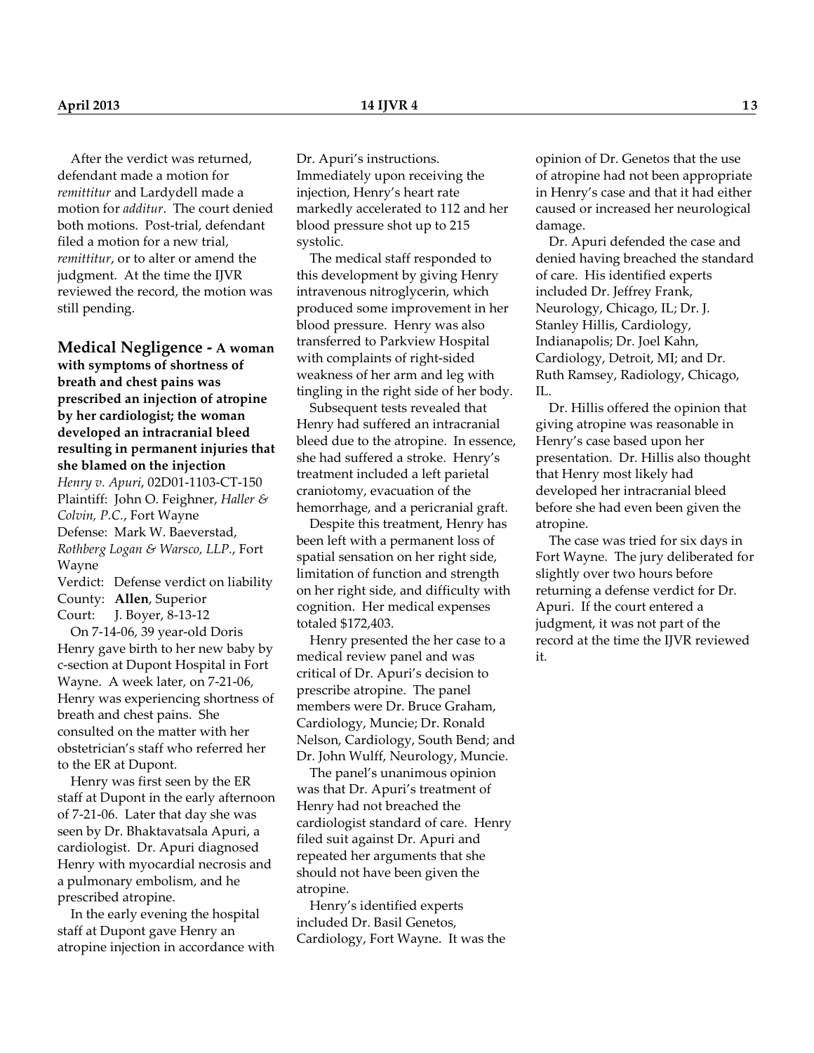After the verdict was returned, defendant made a motion for *remittitur* and Lardydell made a motion for *additur*. The court denied both motions. Post-trial, defendant filed a motion for a new trial, *remittitur*, or to alter or amend the judgment. At the time the IJVR reviewed the record, the motion was still pending.

**Medical Negligence - A woman with symptoms of shortness of breath and chest pains was prescribed an injection of atropine by her cardiologist; the woman developed an intracranial bleed resulting in permanent injuries that she blamed on the injection**

*Henry v. Apuri*, 02D01-1103-CT-150
Plaintiff: John O. Feighner, *Haller & Colvin, P.C.*, Fort Wayne
Defense: Mark W. Baeverstad, *Rothberg Logan & Warsco, LLP.*, Fort Wayne
Verdict: Defense verdict on liability
County: **Allen**, Superior
Court: J. Boyer, 8-13-12

On 7-14-06, 39 year-old Doris Henry gave birth to her new baby by c-section at Dupont Hospital in Fort Wayne. A week later, on 7-21-06, Henry was experiencing shortness of breath and chest pains. She consulted on the matter with her obstetrician's staff who referred her to the ER at Dupont.

Henry was first seen by the ER staff at Dupont in the early afternoon of 7-21-06. Later that day she was seen by Dr. Bhaktavatsala Apuri, a cardiologist. Dr. Apuri diagnosed Henry with myocardial necrosis and a pulmonary embolism, and he prescribed atropine.

In the early evening the hospital staff at Dupont gave Henry an atropine injection in accordance with Dr. Apuri's instructions. Immediately upon receiving the injection, Henry's heart rate markedly accelerated to 112 and her blood pressure shot up to 215 systolic.

The medical staff responded to this development by giving Henry intravenous nitroglycerin, which produced some improvement in her blood pressure. Henry was also transferred to Parkview Hospital with complaints of right-sided weakness of her arm and leg with tingling in the right side of her body.

Subsequent tests revealed that Henry had suffered an intracranial bleed due to the atropine. In essence, she had suffered a stroke. Henry's treatment included a left parietal craniotomy, evacuation of the hemorrhage, and a pericranial graft.

Despite this treatment, Henry has been left with a permanent loss of spatial sensation on her right side, limitation of function and strength on her right side, and difficulty with cognition. Her medical expenses totaled $172,403.

Henry presented the her case to a medical review panel and was critical of Dr. Apuri's decision to prescribe atropine. The panel members were Dr. Bruce Graham, Cardiology, Muncie; Dr. Ronald Nelson, Cardiology, South Bend; and Dr. John Wulff, Neurology, Muncie.

The panel's unanimous opinion was that Dr. Apuri's treatment of Henry had not breached the cardiologist standard of care. Henry filed suit against Dr. Apuri and repeated her arguments that she should not have been given the atropine.

Henry's identified experts included Dr. Basil Genetos, Cardiology, Fort Wayne. It was the opinion of Dr. Genetos that the use of atropine had not been appropriate in Henry's case and that it had either caused or increased her neurological damage.

Dr. Apuri defended the case and denied having breached the standard of care. His identified experts included Dr. Jeffrey Frank, Neurology, Chicago, IL; Dr. J. Stanley Hillis, Cardiology, Indianapolis; Dr. Joel Kahn, Cardiology, Detroit, MI; and Dr. Ruth Ramsey, Radiology, Chicago, IL.

Dr. Hillis offered the opinion that giving atropine was reasonable in Henry's case based upon her presentation. Dr. Hillis also thought that Henry most likely had developed her intracranial bleed before she had even been given the atropine.

The case was tried for six days in Fort Wayne. The jury deliberated for slightly over two hours before returning a defense verdict for Dr. Apuri. If the court entered a judgment, it was not part of the record at the time the IJVR reviewed it.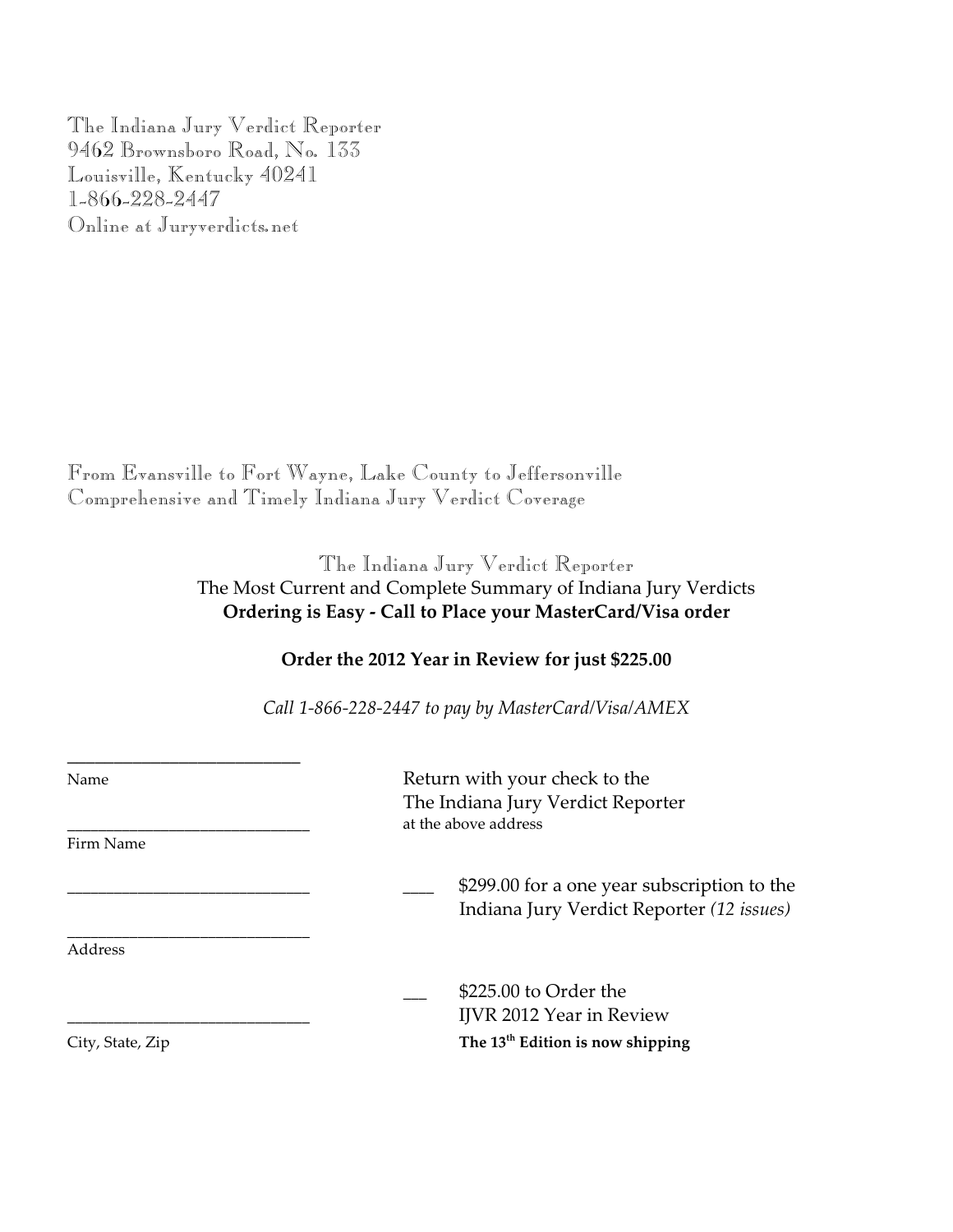The Indiana Jury Verdict Reporter
9462 Brownsboro Road, No. 133
Louisville, Kentucky 40241
1-866-228-2447
Online at Juryverdicts.net

From Evansville to Fort Wayne, Lake County to Jeffersonville
Comprehensive and Timely Indiana Jury Verdict Coverage

The Indiana Jury Verdict Reporter
The Most Current and Complete Summary of Indiana Jury Verdicts
**Ordering is Easy - Call to Place your MasterCard/Visa order**

**Order the 2012 Year in Review for just $225.00**

*Call 1-866-228-2447 to pay by MasterCard/Visa/AMEX*

___________________________
Name

___________________________
Firm Name

___________________________

___________________________
Address

___________________________
City, State, Zip

Return with your check to the
The Indiana Jury Verdict Reporter
at the above address

___ $299.00 for a one year subscription to the Indiana Jury Verdict Reporter *(12 issues)*

___ $225.00 to Order the IJVR 2012 Year in Review
**The 13th Edition is now shipping**